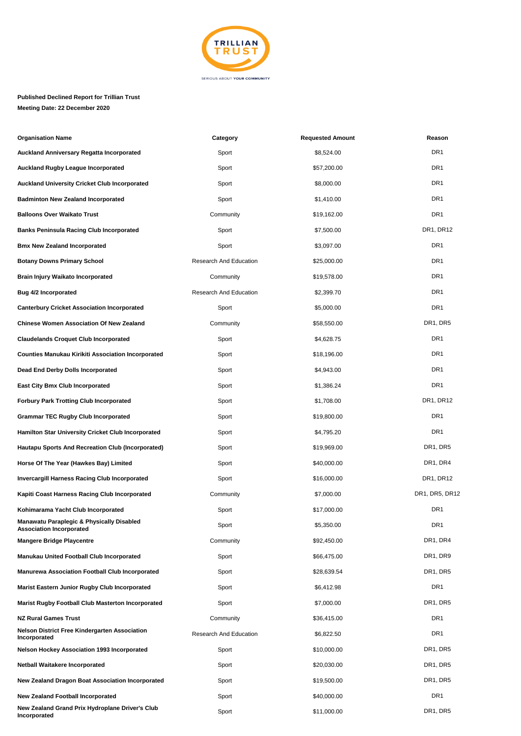**Published Declined Report for Trillian Trust**

**Meeting Date: 22 December 2020**

| Organisation Name | Category | Requested Amount | Reason |
|---|---|---|---|
| **Auckland Anniversary Regatta Incorporated** | Sport | $8,524.00 | DR1 |
| **Auckland Rugby League Incorporated** | Sport | $57,200.00 | DR1 |
| **Auckland University Cricket Club Incorporated** | Sport | $8,000.00 | DR1 |
| **Badminton New Zealand Incorporated** | Sport | $1,410.00 | DR1 |
| **Balloons Over Waikato Trust** | Community | $19,162.00 | DR1 |
| **Banks Peninsula Racing Club Incorporated** | Sport | $7,500.00 | DR1, DR12 |
| **Bmx New Zealand Incorporated** | Sport | $3,097.00 | DR1 |
| **Botany Downs Primary School** | Research And Education | $25,000.00 | DR1 |
| **Brain Injury Waikato Incorporated** | Community | $19,578.00 | DR1 |
| **Bug 4/2 Incorporated** | Research And Education | $2,399.70 | DR1 |
| **Canterbury Cricket Association Incorporated** | Sport | $5,000.00 | DR1 |
| **Chinese Women Association Of New Zealand** | Community | $58,550.00 | DR1, DR5 |
| **Claudelands Croquet Club Incorporated** | Sport | $4,628.75 | DR1 |
| **Counties Manukau Kirikiti Association Incorporated** | Sport | $18,196.00 | DR1 |
| **Dead End Derby Dolls Incorporated** | Sport | $4,943.00 | DR1 |
| **East City Bmx Club Incorporated** | Sport | $1,386.24 | DR1 |
| **Forbury Park Trotting Club Incorporated** | Sport | $1,708.00 | DR1, DR12 |
| **Grammar TEC Rugby Club Incorporated** | Sport | $19,800.00 | DR1 |
| **Hamilton Star University Cricket Club Incorporated** | Sport | $4,795.20 | DR1 |
| **Hautapu Sports And Recreation Club (Incorporated)** | Sport | $19,969.00 | DR1, DR5 |
| **Horse Of The Year (Hawkes Bay) Limited** | Sport | $40,000.00 | DR1, DR4 |
| **Invercargill Harness Racing Club Incorporated** | Sport | $16,000.00 | DR1, DR12 |
| **Kapiti Coast Harness Racing Club Incorporated** | Community | $7,000.00 | DR1, DR5, DR12 |
| **Kohimarama Yacht Club Incorporated** | Sport | $17,000.00 | DR1 |
| **Manawatu Paraplegic & Physically Disabled Association Incorporated** | Sport | $5,350.00 | DR1 |
| **Mangere Bridge Playcentre** | Community | $92,450.00 | DR1, DR4 |
| **Manukau United Football Club Incorporated** | Sport | $66,475.00 | DR1, DR9 |
| **Manurewa Association Football Club Incorporated** | Sport | $28,639.54 | DR1, DR5 |
| **Marist Eastern Junior Rugby Club Incorporated** | Sport | $6,412.98 | DR1 |
| **Marist Rugby Football Club Masterton Incorporated** | Sport | $7,000.00 | DR1, DR5 |
| **NZ Rural Games Trust** | Community | $36,415.00 | DR1 |
| **Nelson District Free Kindergarten Association Incorporated** | Research And Education | $6,822.50 | DR1 |
| **Nelson Hockey Association 1993 Incorporated** | Sport | $10,000.00 | DR1, DR5 |
| **Netball Waitakere Incorporated** | Sport | $20,030.00 | DR1, DR5 |
| **New Zealand Dragon Boat Association Incorporated** | Sport | $19,500.00 | DR1, DR5 |
| **New Zealand Football Incorporated** | Sport | $40,000.00 | DR1 |
| **New Zealand Grand Prix Hydroplane Driver's Club Incorporated** | Sport | $11,000.00 | DR1, DR5 |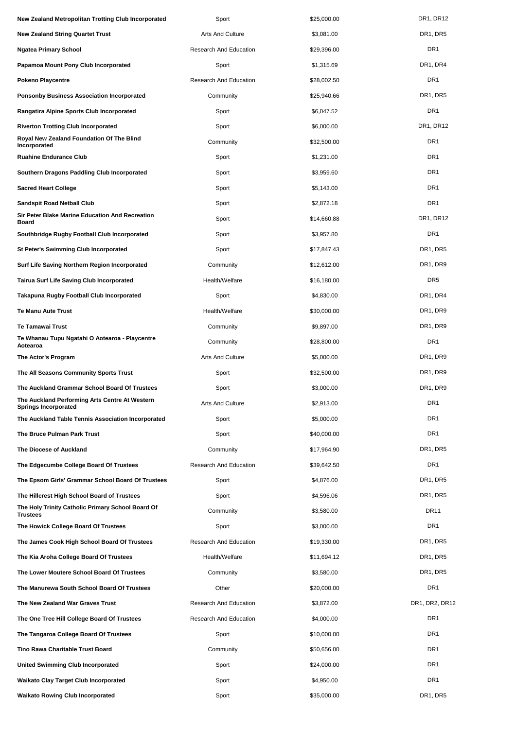| | | | |
|---|---|---|---|
| **New Zealand Metropolitan Trotting Club Incorporated** | Sport | $25,000.00 | DR1, DR12 |
| **New Zealand String Quartet Trust** | Arts And Culture | $3,081.00 | DR1, DR5 |
| **Ngatea Primary School** | Research And Education | $29,396.00 | DR1 |
| **Papamoa Mount Pony Club Incorporated** | Sport | $1,315.69 | DR1, DR4 |
| **Pokeno Playcentre** | Research And Education | $28,002.50 | DR1 |
| **Ponsonby Business Association Incorporated** | Community | $25,940.66 | DR1, DR5 |
| **Rangatira Alpine Sports Club Incorporated** | Sport | $6,047.52 | DR1 |
| **Riverton Trotting Club Incorporated** | Sport | $6,000.00 | DR1, DR12 |
| **Royal New Zealand Foundation Of The Blind Incorporated** | Community | $32,500.00 | DR1 |
| **Ruahine Endurance Club** | Sport | $1,231.00 | DR1 |
| **Southern Dragons Paddling Club Incorporated** | Sport | $3,959.60 | DR1 |
| **Sacred Heart College** | Sport | $5,143.00 | DR1 |
| **Sandspit Road Netball Club** | Sport | $2,872.18 | DR1 |
| **Sir Peter Blake Marine Education And Recreation Board** | Sport | $14,660.88 | DR1, DR12 |
| **Southbridge Rugby Football Club Incorporated** | Sport | $3,957.80 | DR1 |
| **St Peter's Swimming Club Incorporated** | Sport | $17,847.43 | DR1, DR5 |
| **Surf Life Saving Northern Region Incorporated** | Community | $12,612.00 | DR1, DR9 |
| **Tairua Surf Life Saving Club Incorporated** | Health/Welfare | $16,180.00 | DR5 |
| **Takapuna Rugby Football Club Incorporated** | Sport | $4,830.00 | DR1, DR4 |
| **Te Manu Aute Trust** | Health/Welfare | $30,000.00 | DR1, DR9 |
| **Te Tamawai Trust** | Community | $9,897.00 | DR1, DR9 |
| **Te Whanau Tupu Ngatahi O Aotearoa - Playcentre Aotearoa** | Community | $28,800.00 | DR1 |
| **The Actor's Program** | Arts And Culture | $5,000.00 | DR1, DR9 |
| **The All Seasons Community Sports Trust** | Sport | $32,500.00 | DR1, DR9 |
| **The Auckland Grammar School Board Of Trustees** | Sport | $3,000.00 | DR1, DR9 |
| **The Auckland Performing Arts Centre At Western Springs Incorporated** | Arts And Culture | $2,913.00 | DR1 |
| **The Auckland Table Tennis Association Incorporated** | Sport | $5,000.00 | DR1 |
| **The Bruce Pulman Park Trust** | Sport | $40,000.00 | DR1 |
| **The Diocese of Auckland** | Community | $17,964.90 | DR1, DR5 |
| **The Edgecumbe College Board Of Trustees** | Research And Education | $39,642.50 | DR1 |
| **The Epsom Girls' Grammar School Board Of Trustees** | Sport | $4,876.00 | DR1, DR5 |
| **The Hillcrest High School Board of Trustees** | Sport | $4,596.06 | DR1, DR5 |
| **The Holy Trinity Catholic Primary School Board Of Trustees** | Community | $3,580.00 | DR11 |
| **The Howick College Board Of Trustees** | Sport | $3,000.00 | DR1 |
| **The James Cook High School Board Of Trustees** | Research And Education | $19,330.00 | DR1, DR5 |
| **The Kia Aroha College Board Of Trustees** | Health/Welfare | $11,694.12 | DR1, DR5 |
| **The Lower Moutere School Board Of Trustees** | Community | $3,580.00 | DR1, DR5 |
| **The Manurewa South School Board Of Trustees** | Other | $20,000.00 | DR1 |
| **The New Zealand War Graves Trust** | Research And Education | $3,872.00 | DR1, DR2, DR12 |
| **The One Tree Hill College Board Of Trustees** | Research And Education | $4,000.00 | DR1 |
| **The Tangaroa College Board Of Trustees** | Sport | $10,000.00 | DR1 |
| **Tino Rawa Charitable Trust Board** | Community | $50,656.00 | DR1 |
| **United Swimming Club Incorporated** | Sport | $24,000.00 | DR1 |
| **Waikato Clay Target Club Incorporated** | Sport | $4,950.00 | DR1 |
| **Waikato Rowing Club Incorporated** | Sport | $35,000.00 | DR1, DR5 |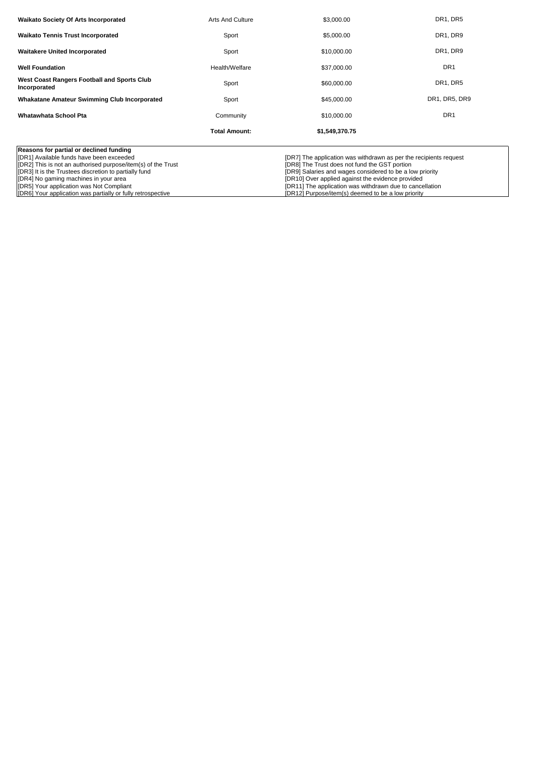| | | | |
|---|---|---|---|
| **Waikato Society Of Arts Incorporated** | Arts And Culture | $3,000.00 | DR1, DR5 |
| **Waikato Tennis Trust Incorporated** | Sport | $5,000.00 | DR1, DR9 |
| **Waitakere United Incorporated** | Sport | $10,000.00 | DR1, DR9 |
| **Well Foundation** | Health/Welfare | $37,000.00 | DR1 |
| **West Coast Rangers Football and Sports Club Incorporated** | Sport | $60,000.00 | DR1, DR5 |
| **Whakatane Amateur Swimming Club Incorporated** | Sport | $45,000.00 | DR1, DR5, DR9 |
| **Whatawhata School Pta** | Community | $10,000.00 | DR1 |
| | **Total Amount:** | **$1,549,370.75** | |

**Reasons for partial or declined funding**

[DR1] Available funds have been exceeded
[DR2] This is not an authorised purpose/item(s) of the Trust
[DR3] It is the Trustees discretion to partially fund
[DR4] No gaming machines in your area
[DR5] Your application was Not Compliant
[DR6] Your application was partially or fully retrospective
[DR7] The application was withdrawn as per the recipients request
[DR8] The Trust does not fund the GST portion
[DR9] Salaries and wages considered to be a low priority
[DR10] Over applied against the evidence provided
[DR11] The application was withdrawn due to cancellation
[DR12] Purpose/item(s) deemed to be a low priority